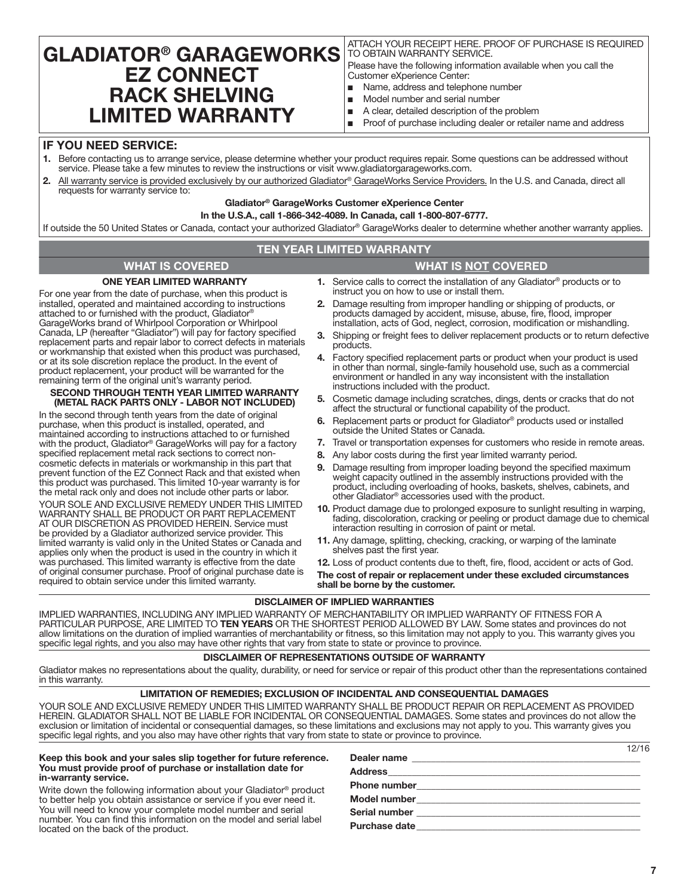# GLADIATOR® GARAGEWORKS EZ CONNECT RACK SHELVING LIMITED WARRANTY

ATTACH YOUR RECEIPT HERE. PROOF OF PURCHASE IS REQUIRED TO OBTAIN WARRANTY SERVICE.

Please have the following information available when you call the Customer eXperience Center:

- Name, address and telephone number
- Model number and serial number
- A clear, detailed description of the problem
- Proof of purchase including dealer or retailer name and address

## IF YOU NEED SERVICE:

1. Before contacting us to arrange service, please determine whether your product requires repair. Some questions can be addressed without service. Please take a few minutes to review the instructions or visit www.gladiatorgarageworks.com.
2. All warranty service is provided exclusively by our authorized Gladiator® GarageWorks Service Providers. In the U.S. and Canada, direct all requests for warranty service to:

**Gladiator® GarageWorks Customer eXperience Center**

**In the U.S.A., call 1-866-342-4089. In Canada, call 1-800-807-6777.**

If outside the 50 United States or Canada, contact your authorized Gladiator® GarageWorks dealer to determine whether another warranty applies.

## TEN YEAR LIMITED WARRANTY

### WHAT IS COVERED

**ONE YEAR LIMITED WARRANTY**

For one year from the date of purchase, when this product is installed, operated and maintained according to instructions attached to or furnished with the product, Gladiator® GarageWorks brand of Whirlpool Corporation or Whirlpool Canada, LP (hereafter "Gladiator") will pay for factory specified replacement parts and repair labor to correct defects in materials or workmanship that existed when this product was purchased, or at its sole discretion replace the product. In the event of product replacement, your product will be warranted for the remaining term of the original unit's warranty period.

**SECOND THROUGH TENTH YEAR LIMITED WARRANTY (METAL RACK PARTS ONLY - LABOR NOT INCLUDED)**

In the second through tenth years from the date of original purchase, when this product is installed, operated, and maintained according to instructions attached to or furnished with the product, Gladiator® GarageWorks will pay for a factory specified replacement metal rack sections to correct non-cosmetic defects in materials or workmanship in this part that prevent function of the EZ Connect Rack and that existed when this product was purchased. This limited 10-year warranty is for the metal rack only and does not include other parts or labor.

YOUR SOLE AND EXCLUSIVE REMEDY UNDER THIS LIMITED WARRANTY SHALL BE PRODUCT OR PART REPLACEMENT AT OUR DISCRETION AS PROVIDED HEREIN. Service must be provided by a Gladiator authorized service provider. This limited warranty is valid only in the United States or Canada and applies only when the product is used in the country in which it was purchased. This limited warranty is effective from the date of original consumer purchase. Proof of original purchase date is required to obtain service under this limited warranty.

### WHAT IS NOT COVERED

1. Service calls to correct the installation of any Gladiator® products or to instruct you on how to use or install them.
2. Damage resulting from improper handling or shipping of products, or products damaged by accident, misuse, abuse, fire, flood, improper installation, acts of God, neglect, corrosion, modification or mishandling.
3. Shipping or freight fees to deliver replacement products or to return defective products.
4. Factory specified replacement parts or product when your product is used in other than normal, single-family household use, such as a commercial environment or handled in any way inconsistent with the installation instructions included with the product.
5. Cosmetic damage including scratches, dings, dents or cracks that do not affect the structural or functional capability of the product.
6. Replacement parts or product for Gladiator® products used or installed outside the United States or Canada.
7. Travel or transportation expenses for customers who reside in remote areas.
8. Any labor costs during the first year limited warranty period.
9. Damage resulting from improper loading beyond the specified maximum weight capacity outlined in the assembly instructions provided with the product, including overloading of hooks, baskets, shelves, cabinets, and other Gladiator® accessories used with the product.
10. Product damage due to prolonged exposure to sunlight resulting in warping, fading, discoloration, cracking or peeling or product damage due to chemical interaction resulting in corrosion of paint or metal.
11. Any damage, splitting, checking, cracking, or warping of the laminate shelves past the first year.
12. Loss of product contents due to theft, fire, flood, accident or acts of God.

**The cost of repair or replacement under these excluded circumstances shall be borne by the customer.**

### DISCLAIMER OF IMPLIED WARRANTIES

IMPLIED WARRANTIES, INCLUDING ANY IMPLIED WARRANTY OF MERCHANTABILITY OR IMPLIED WARRANTY OF FITNESS FOR A PARTICULAR PURPOSE, ARE LIMITED TO **TEN YEARS** OR THE SHORTEST PERIOD ALLOWED BY LAW. Some states and provinces do not allow limitations on the duration of implied warranties of merchantability or fitness, so this limitation may not apply to you. This warranty gives you specific legal rights, and you also may have other rights that vary from state to state or province to province.

### DISCLAIMER OF REPRESENTATIONS OUTSIDE OF WARRANTY

Gladiator makes no representations about the quality, durability, or need for service or repair of this product other than the representations contained in this warranty.

### LIMITATION OF REMEDIES; EXCLUSION OF INCIDENTAL AND CONSEQUENTIAL DAMAGES

YOUR SOLE AND EXCLUSIVE REMEDY UNDER THIS LIMITED WARRANTY SHALL BE PRODUCT REPAIR OR REPLACEMENT AS PROVIDED HEREIN. GLADIATOR SHALL NOT BE LIABLE FOR INCIDENTAL OR CONSEQUENTIAL DAMAGES. Some states and provinces do not allow the exclusion or limitation of incidental or consequential damages, so these limitations and exclusions may not apply to you. This warranty gives you specific legal rights, and you also may have other rights that vary from state to state or province to province.

12/16

**Keep this book and your sales slip together for future reference. You must provide proof of purchase or installation date for in-warranty service.**

Write down the following information about your Gladiator® product to better help you obtain assistance or service if you ever need it. You will need to know your complete model number and serial number. You can find this information on the model and serial label located on the back of the product.

**Dealer name** ____________________

**Address** ____________________

**Phone number** ____________________

**Model number** ____________________

**Serial number** ____________________

**Purchase date** ____________________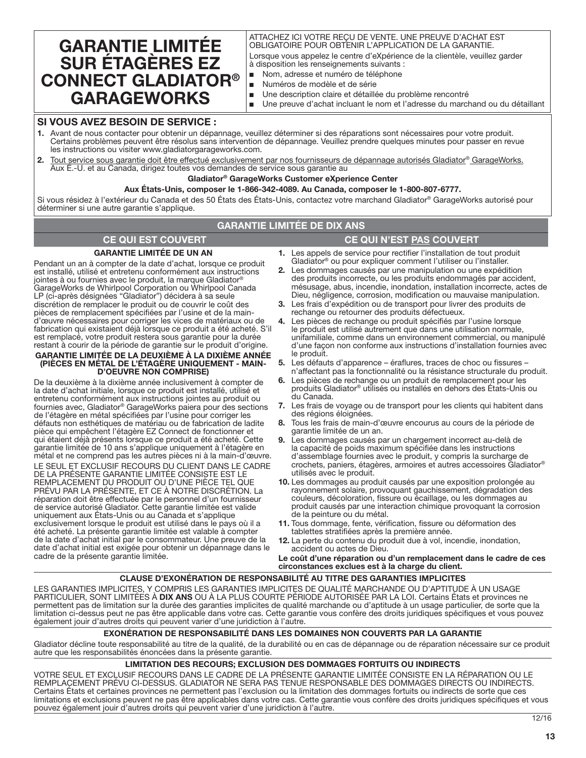# GARANTIE LIMITÉE SUR ÉTAGÈRES EZ CONNECT GLADIATOR® GARAGEWORKS

ATTACHEZ ICI VOTRE REÇU DE VENTE. UNE PREUVE D'ACHAT EST OBLIGATOIRE POUR OBTENIR L'APPLICATION DE LA GARANTIE.

Lorsque vous appelez le centre d'eXpérience de la clientèle, veuillez garder à disposition les renseignements suivants :

- Nom, adresse et numéro de téléphone
- Numéros de modèle et de série
- Une description claire et détaillée du problème rencontré
- Une preuve d'achat incluant le nom et l'adresse du marchand ou du détaillant

## SI VOUS AVEZ BESOIN DE SERVICE :

1. Avant de nous contacter pour obtenir un dépannage, veuillez déterminer si des réparations sont nécessaires pour votre produit. Certains problèmes peuvent être résolus sans intervention de dépannage. Veuillez prendre quelques minutes pour passer en revue les instructions ou visiter www.gladiatorgarageworks.com.
2. Tout service sous garantie doit être effectué exclusivement par nos fournisseurs de dépannage autorisés Gladiator® GarageWorks. Aux É.-U. et au Canada, dirigez toutes vos demandes de service sous garantie au

**Gladiator® GarageWorks Customer eXperience Center**

**Aux États-Unis, composer le 1-866-342-4089. Au Canada, composer le 1-800-807-6777.**

Si vous résidez à l'extérieur du Canada et des 50 États des États-Unis, contactez votre marchand Gladiator® GarageWorks autorisé pour déterminer si une autre garantie s'applique.

## GARANTIE LIMITÉE DE DIX ANS

### CE QUI EST COUVERT

**GARANTIE LIMITÉE DE UN AN**

Pendant un an à compter de la date d'achat, lorsque ce produit est installé, utilisé et entretenu conformément aux instructions jointes à ou fournies avec le produit, la marque Gladiator® GarageWorks de Whirlpool Corporation ou Whirlpool Canada LP (ci-après désignées "Gladiator") décidera à sa seule discrétion de remplacer le produit ou de couvrir le coût des pièces de remplacement spécifiées par l'usine et de la main-d'œuvre nécessaires pour corriger les vices de matériaux ou de fabrication qui existaient déjà lorsque ce produit a été acheté. S'il est remplacé, votre produit restera sous garantie pour la durée restant à courir de la période de garantie sur le produit d'origine.

**GARANTIE LIMITÉE DE LA DEUXIÈME À LA DIXIÈME ANNÉE (PIÈCES EN MÉTAL DE L'ÉTAGÈRE UNIQUEMENT - MAIN-D'OEUVRE NON COMPRISE)**

De la deuxième à la dixième année inclusivement à compter de la date d'achat initiale, lorsque ce produit est installé, utilisé et entretenu conformément aux instructions jointes au produit ou fournies avec, Gladiator® GarageWorks paiera pour des sections de l'étagère en métal spécifiées par l'usine pour corriger les défauts non esthétiques de matériau ou de fabrication de ladite pièce qui empêchent l'étagère EZ Connect de fonctionner et qui étaient déjà présents lorsque ce produit a été acheté. Cette garantie limitée de 10 ans s'applique uniquement à l'étagère en métal et ne comprend pas les autres pièces ni à la main-d'œuvre.

LE SEUL ET EXCLUSIF RECOURS DU CLIENT DANS LE CADRE DE LA PRÉSENTE GARANTIE LIMITÉE CONSISTE EST LE REMPLACEMENT DU PRODUIT OU D'UNE PIÈCE TEL QUE PRÉVU PAR LA PRÉSENTE, ET CE À NOTRE DISCRÉTION. La réparation doit être effectuée par le personnel d'un fournisseur de service autorisé Gladiator. Cette garantie limitée est valide uniquement aux États-Unis ou au Canada et s'applique exclusivement lorsque le produit est utilisé dans le pays où il a été acheté. La présente garantie limitée est valable à compter de la date d'achat initial par le consommateur. Une preuve de la date d'achat initial est exigée pour obtenir un dépannage dans le cadre de la présente garantie limitée.

### CE QUI N'EST PAS COUVERT

1. Les appels de service pour rectifier l'installation de tout produit Gladiator® ou pour expliquer comment l'utiliser ou l'installer.
2. Les dommages causés par une manipulation ou une expédition des produits incorrecte, ou les produits endommagés par accident, mésusage, abus, incendie, inondation, installation incorrecte, actes de Dieu, négligence, corrosion, modification ou mauvaise manipulation.
3. Les frais d'expédition ou de transport pour livrer des produits de rechange ou retourner des produits défectueux.
4. Les pièces de rechange ou produit spécifiés par l'usine lorsque le produit est utilisé autrement que dans une utilisation normale, unifamiliale, comme dans un environnement commercial, ou manipulé d'une façon non conforme aux instructions d'installation fournies avec le produit.
5. Les défauts d'apparence – éraflures, traces de choc ou fissures – n'affectant pas la fonctionnalité ou la résistance structurale du produit.
6. Les pièces de rechange ou un produit de remplacement pour les produits Gladiator® utilisés ou installés en dehors des États-Unis ou du Canada.
7. Les frais de voyage ou de transport pour les clients qui habitent dans des régions éloignées.
8. Tous les frais de main-d'œuvre encourus au cours de la période de garantie limitée de un an.
9. Les dommages causés par un chargement incorrect au-delà de la capacité de poids maximum spécifiée dans les instructions d'assemblage fournies avec le produit, y compris la surcharge de crochets, paniers, étagères, armoires et autres accessoires Gladiator® utilisés avec le produit.
10. Les dommages au produit causés par une exposition prolongée au rayonnement solaire, provoquant gauchissement, dégradation des couleurs, décoloration, fissure ou écaillage, ou les dommages au produit causés par une interaction chimique provoquant la corrosion de la peinture ou du métal.
11. Tous dommage, fente, vérification, fissure ou déformation des tablettes stratifiées après la première année.
12. La perte du contenu du produit due à vol, incendie, inondation, accident ou actes de Dieu.

**Le coût d'une réparation ou d'un remplacement dans le cadre de ces circonstances exclues est à la charge du client.**

### CLAUSE D'EXONÉRATION DE RESPONSABILITÉ AU TITRE DES GARANTIES IMPLICITES

LES GARANTIES IMPLICITES, Y COMPRIS LES GARANTIES IMPLICITES DE QUALITÉ MARCHANDE OU D'APTITUDE À UN USAGE PARTICULIER, SONT LIMITÉES À **DIX ANS** OU À LA PLUS COURTE PÉRIODE AUTORISÉE PAR LA LOI. Certains États et provinces ne permettent pas de limitation sur la durée des garanties implicites de qualité marchande ou d'aptitude à un usage particulier, de sorte que la limitation ci-dessus peut ne pas être applicable dans votre cas. Cette garantie vous confère des droits juridiques spécifiques et vous pouvez également jouir d'autres droits qui peuvent varier d'une juridiction à l'autre.

### EXONÉRATION DE RESPONSABILITÉ DANS LES DOMAINES NON COUVERTS PAR LA GARANTIE

Gladiator décline toute responsabilité au titre de la qualité, de la durabilité ou en cas de dépannage ou de réparation nécessaire sur ce produit autre que les responsabilités énoncées dans la présente garantie.

### LIMITATION DES RECOURS; EXCLUSION DES DOMMAGES FORTUITS OU INDIRECTS

VOTRE SEUL ET EXCLUSIF RECOURS DANS LE CADRE DE LA PRÉSENTE GARANTIE LIMITÉE CONSISTE EN LA RÉPARATION OU LE REMPLACEMENT PRÉVU CI-DESSUS. GLADIATOR NE SERA PAS TENUE RESPONSABLE DES DOMMAGES DIRECTS OU INDIRECTS. Certains États et certaines provinces ne permettent pas l'exclusion ou la limitation des dommages fortuits ou indirects de sorte que ces limitations et exclusions peuvent ne pas être applicables dans votre cas. Cette garantie vous confère des droits juridiques spécifiques et vous pouvez également jouir d'autres droits qui peuvent varier d'une juridiction à l'autre.

12/16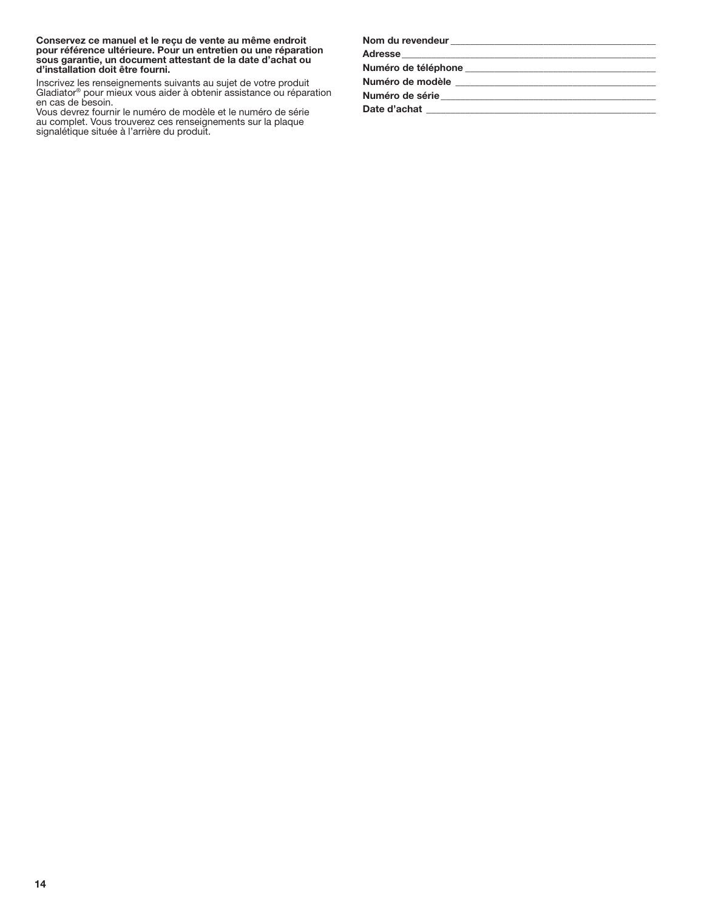**Conservez ce manuel et le reçu de vente au même endroit pour référence ultérieure. Pour un entretien ou une réparation sous garantie, un document attestant de la date d'achat ou d'installation doit être fourni.**

Inscrivez les renseignements suivants au sujet de votre produit Gladiator® pour mieux vous aider à obtenir assistance ou réparation en cas de besoin.

Vous devrez fournir le numéro de modèle et le numéro de série au complet. Vous trouverez ces renseignements sur la plaque signalétique située à l'arrière du produit.

**Nom du revendeur** ________________________________________

**Adresse** ________________________________________

**Numéro de téléphone** ________________________________________

**Numéro de modèle** ________________________________________

**Numéro de série** ________________________________________

**Date d'achat** ________________________________________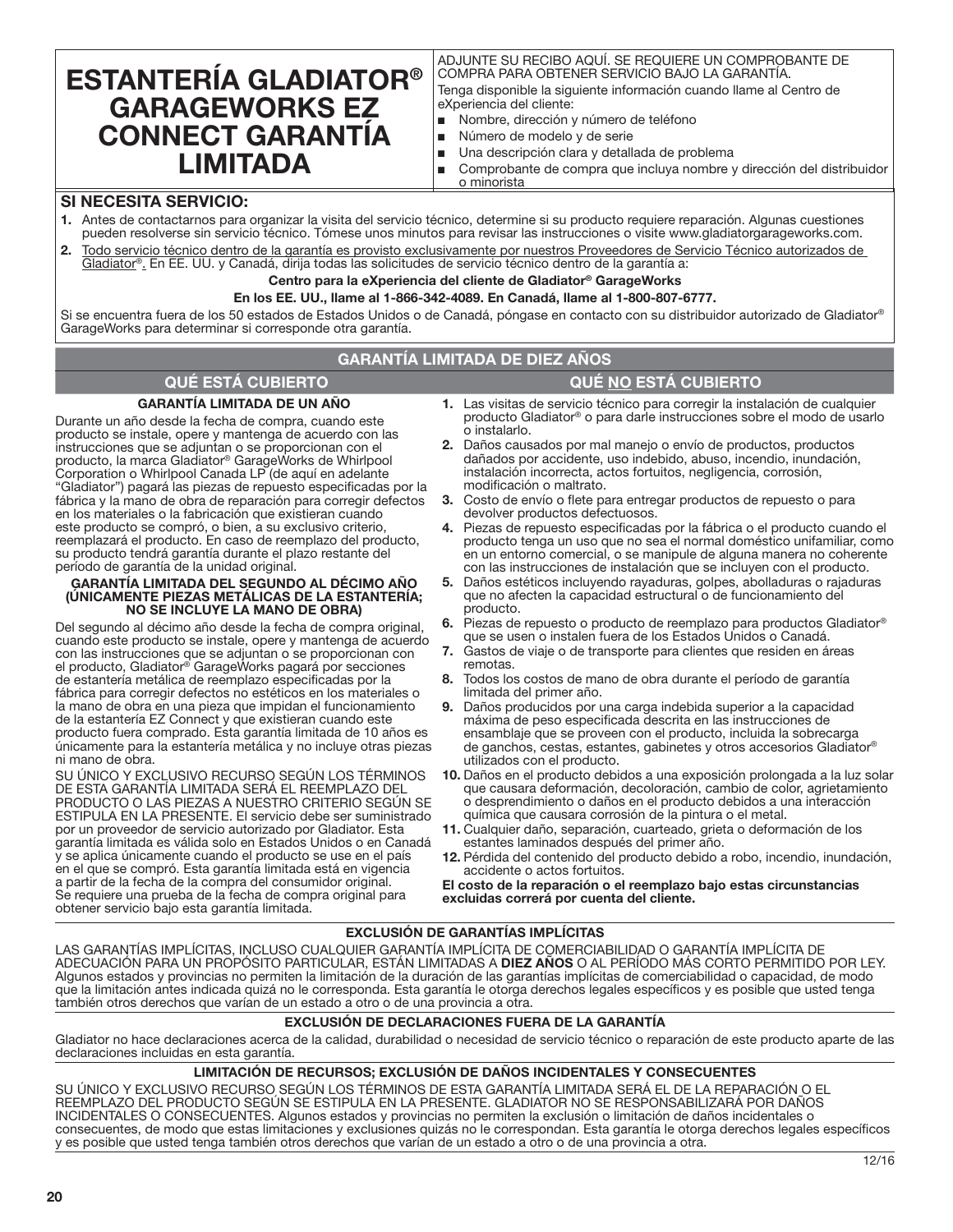# ESTANTERÍA GLADIATOR® GARAGEWORKS EZ CONNECT GARANTÍA LIMITADA

ADJUNTE SU RECIBO AQUÍ. SE REQUIERE UN COMPROBANTE DE COMPRA PARA OBTENER SERVICIO BAJO LA GARANTÍA.

Tenga disponible la siguiente información cuando llame al Centro de eXperiencia del cliente:

- Nombre, dirección y número de teléfono
- Número de modelo y de serie
- Una descripción clara y detallada de problema
- Comprobante de compra que incluya nombre y dirección del distribuidor o minorista

## SI NECESITA SERVICIO:

1. Antes de contactarnos para organizar la visita del servicio técnico, determine si su producto requiere reparación. Algunas cuestiones pueden resolverse sin servicio técnico. Tómese unos minutos para revisar las instrucciones o visite www.gladiatorgarageworks.com.
2. Todo servicio técnico dentro de la garantía es provisto exclusivamente por nuestros Proveedores de Servicio Técnico autorizados de Gladiator®. En EE. UU. y Canadá, dirija todas las solicitudes de servicio técnico dentro de la garantía a:

**Centro para la eXperiencia del cliente de Gladiator® GarageWorks**

**En los EE. UU., llame al 1-866-342-4089. En Canadá, llame al 1-800-807-6777.**

Si se encuentra fuera de los 50 estados de Estados Unidos o de Canadá, póngase en contacto con su distribuidor autorizado de Gladiator® GarageWorks para determinar si corresponde otra garantía.

## GARANTÍA LIMITADA DE DIEZ AÑOS

### QUÉ ESTÁ CUBIERTO

**GARANTÍA LIMITADA DE UN AÑO**

Durante un año desde la fecha de compra, cuando este producto se instale, opere y mantenga de acuerdo con las instrucciones que se adjuntan o se proporcionan con el producto, la marca Gladiator® GarageWorks de Whirlpool Corporation o Whirlpool Canada LP (de aquí en adelante "Gladiator") pagará las piezas de repuesto especificadas por la fábrica y la mano de obra de reparación para corregir defectos en los materiales o la fabricación que existieran cuando este producto se compró, o bien, a su exclusivo criterio, reemplazará el producto. En caso de reemplazo del producto, su producto tendrá garantía durante el plazo restante del período de garantía de la unidad original.

**GARANTÍA LIMITADA DEL SEGUNDO AL DÉCIMO AÑO (ÚNICAMENTE PIEZAS METÁLICAS DE LA ESTANTERÍA; NO SE INCLUYE LA MANO DE OBRA)**

Del segundo al décimo año desde la fecha de compra original, cuando este producto se instale, opere y mantenga de acuerdo con las instrucciones que se adjuntan o se proporcionan con el producto, Gladiator® GarageWorks pagará por secciones de estantería metálica de reemplazo especificadas por la fábrica para corregir defectos no estéticos en los materiales o la mano de obra en una pieza que impidan el funcionamiento de la estantería EZ Connect y que existieran cuando este producto fuera comprado. Esta garantía limitada de 10 años es únicamente para la estantería metálica y no incluye otras piezas ni mano de obra.

SU ÚNICO Y EXCLUSIVO RECURSO SEGÚN LOS TÉRMINOS DE ESTA GARANTÍA LIMITADA SERÁ EL REEMPLAZO DEL PRODUCTO O LAS PIEZAS A NUESTRO CRITERIO SEGÚN SE ESTIPULA EN LA PRESENTE. El servicio debe ser suministrado por un proveedor de servicio autorizado por Gladiator. Esta garantía limitada es válida solo en Estados Unidos o en Canadá y se aplica únicamente cuando el producto se use en el país en el que se compró. Esta garantía limitada está en vigencia a partir de la fecha de la compra del consumidor original. Se requiere una prueba de la fecha de compra original para obtener servicio bajo esta garantía limitada.

### QUÉ NO ESTÁ CUBIERTO

1. Las visitas de servicio técnico para corregir la instalación de cualquier producto Gladiator® o para darle instrucciones sobre el modo de usarlo o instalarlo.
2. Daños causados por mal manejo o envío de productos, productos dañados por accidente, uso indebido, abuso, incendio, inundación, instalación incorrecta, actos fortuitos, negligencia, corrosión, modificación o maltrato.
3. Costo de envío o flete para entregar productos de repuesto o para devolver productos defectuosos.
4. Piezas de repuesto especificadas por la fábrica o el producto cuando el producto tenga un uso que no sea el normal doméstico unifamiliar, como en un entorno comercial, o se manipule de alguna manera no coherente con las instrucciones de instalación que se incluyen con el producto.
5. Daños estéticos incluyendo rayaduras, golpes, abolladuras o rajaduras que no afecten la capacidad estructural o de funcionamiento del producto.
6. Piezas de repuesto o producto de reemplazo para productos Gladiator® que se usen o instalen fuera de los Estados Unidos o Canadá.
7. Gastos de viaje o de transporte para clientes que residen en áreas remotas.
8. Todos los costos de mano de obra durante el período de garantía limitada del primer año.
9. Daños producidos por una carga indebida superior a la capacidad máxima de peso especificada descrita en las instrucciones de ensamblaje que se proveen con el producto, incluida la sobrecarga de ganchos, cestas, estantes, gabinetes y otros accesorios Gladiator® utilizados con el producto.
10. Daños en el producto debidos a una exposición prolongada a la luz solar que causara deformación, decoloración, cambio de color, agrietamiento o desprendimiento o daños en el producto debidos a una interacción química que causara corrosión de la pintura o el metal.
11. Cualquier daño, separación, cuarteado, grieta o deformación de los estantes laminados después del primer año.
12. Pérdida del contenido del producto debido a robo, incendio, inundación, accidente o actos fortuitos.

**El costo de la reparación o el reemplazo bajo estas circunstancias excluidas correrá por cuenta del cliente.**

### EXCLUSIÓN DE GARANTÍAS IMPLÍCITAS

LAS GARANTÍAS IMPLÍCITAS, INCLUSO CUALQUIER GARANTÍA IMPLÍCITA DE COMERCIABILIDAD O GARANTÍA IMPLÍCITA DE ADECUACIÓN PARA UN PROPÓSITO PARTICULAR, ESTÁN LIMITADAS A **DIEZ AÑOS** O AL PERÍODO MÁS CORTO PERMITIDO POR LEY. Algunos estados y provincias no permiten la limitación de la duración de las garantías implícitas de comerciabilidad o capacidad, de modo que la limitación antes indicada quizá no le corresponda. Esta garantía le otorga derechos legales específicos y es posible que usted tenga también otros derechos que varían de un estado a otro o de una provincia a otra.

### EXCLUSIÓN DE DECLARACIONES FUERA DE LA GARANTÍA

Gladiator no hace declaraciones acerca de la calidad, durabilidad o necesidad de servicio técnico o reparación de este producto aparte de las declaraciones incluidas en esta garantía.

### LIMITACIÓN DE RECURSOS; EXCLUSIÓN DE DAÑOS INCIDENTALES Y CONSECUENTES

SU ÚNICO Y EXCLUSIVO RECURSO SEGÚN LOS TÉRMINOS DE ESTA GARANTÍA LIMITADA SERÁ EL DE LA REPARACIÓN O EL REEMPLAZO DEL PRODUCTO SEGÚN SE ESTIPULA EN LA PRESENTE. GLADIATOR NO SE RESPONSABILIZARÁ POR DAÑOS INCIDENTALES O CONSECUENTES. Algunos estados y provincias no permiten la exclusión o limitación de daños incidentales o consecuentes, de modo que estas limitaciones y exclusiones quizás no le correspondan. Esta garantía le otorga derechos legales específicos y es posible que usted tenga también otros derechos que varían de un estado a otro o de una provincia a otra.

12/16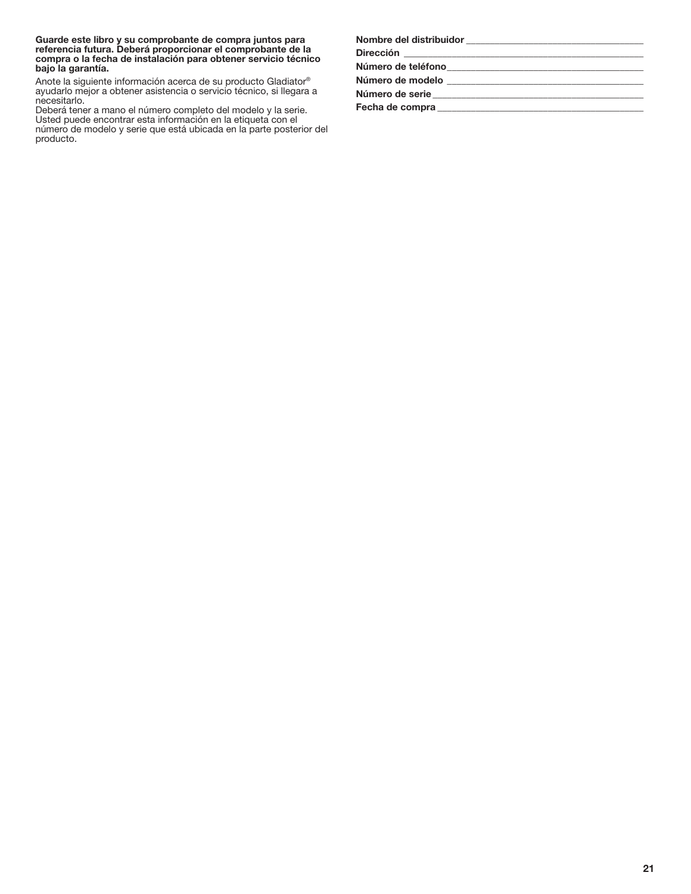**Guarde este libro y su comprobante de compra juntos para referencia futura. Deberá proporcionar el comprobante de la compra o la fecha de instalación para obtener servicio técnico bajo la garantía.**

Anote la siguiente información acerca de su producto Gladiator® ayudarlo mejor a obtener asistencia o servicio técnico, si llegara a necesitarlo.
Deberá tener a mano el número completo del modelo y la serie. Usted puede encontrar esta información en la etiqueta con el número de modelo y serie que está ubicada en la parte posterior del producto.

**Nombre del distribuidor** ____________________________________

**Dirección** ____________________________________

**Número de teléfono**____________________________________

**Número de modelo** ____________________________________

**Número de serie**____________________________________

**Fecha de compra** ____________________________________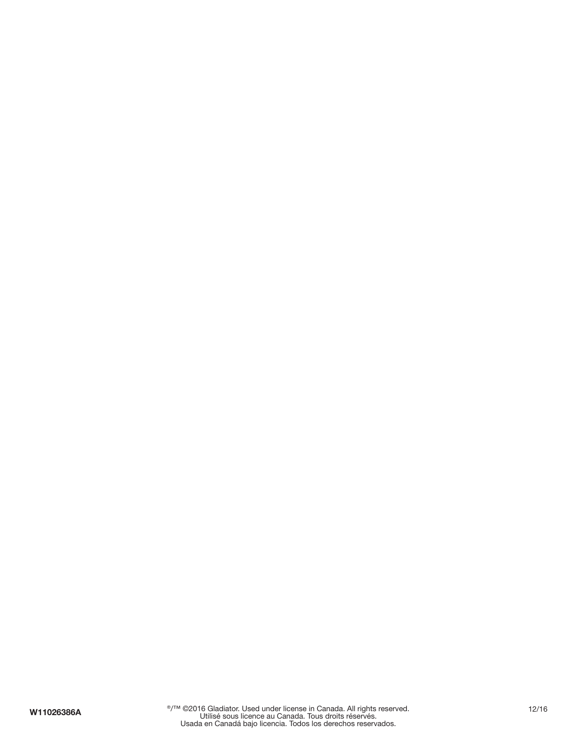W11026386A

®/™ ©2016 Gladiator. Used under license in Canada. All rights reserved.
Utilisé sous licence au Canada. Tous droits réservés.
Usada en Canadá bajo licencia. Todos los derechos reservados.

12/16